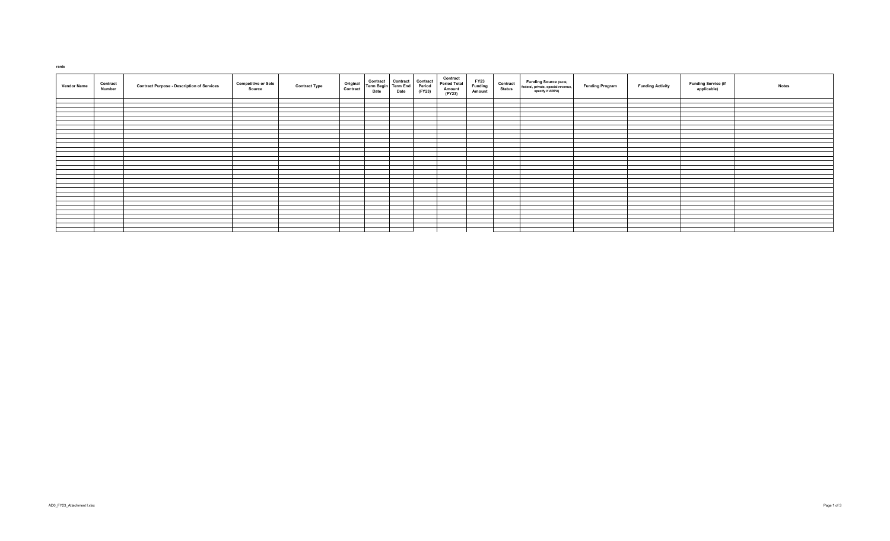rants

| Vendor Name | Contract Number | Contract Purpose - Description of Services | Competitive or Sole Source | Contract Type | Original Contract | Contract Term Begin Date | Contract Term End Date | Contract Period (FY23) | Contract Period Total Amount (FY23) | FY23 Funding Amount | Contract Status | Funding Source (local, federal, private, special revenue, specify if ARPA) | Funding Program | Funding Activity | Funding Service (if applicable) | Notes |
|---|---|---|---|---|---|---|---|---|---|---|---|---|---|---|---|---|
| | | | | | | | | | | | | | | | | |
| | | | | | | | | | | | | | | | | |
| | | | | | | | | | | | | | | | | |
| | | | | | | | | | | | | | | | | |
| | | | | | | | | | | | | | | | | |
| | | | | | | | | | | | | | | | | |
| | | | | | | | | | | | | | | | | |
| | | | | | | | | | | | | | | | | |
| | | | | | | | | | | | | | | | | |
| | | | | | | | | | | | | | | | | |
| | | | | | | | | | | | | | | | | |
| | | | | | | | | | | | | | | | | |
| | | | | | | | | | | | | | | | | |
| | | | | | | | | | | | | | | | | |
| | | | | | | | | | | | | | | | | |
| | | | | | | | | | | | | | | | | |
| | | | | | | | | | | | | | | | | |
| | | | | | | | | | | | | | | | | |
| | | | | | | | | | | | | | | | | |
| | | | | | | | | | | | | | | | | |
| | | | | | | | | | | | | | | | | |
| | | | | | | | | | | | | | | | | |
| | | | | | | | | | | | | | | | | |
| | | | | | | | | | | | | | | | | |
| | | | | | | | | | | | | | | | | |
| | | | | | | | | | | | | | | | | |
| | | | | | | | | | | | | | | | | |
| | | | | | | | | | | | | | | | | |
| | | | | | | | | | | | | | | | | |
| | | | | | | | | | | | | | | | | |
| | | | | | | | | | | | | | | | | |
| | | | | | | | | | | | | | | | | |
| | | | | | | | | | | | | | | | | |

AD0_FY23_Attachment I.xlsx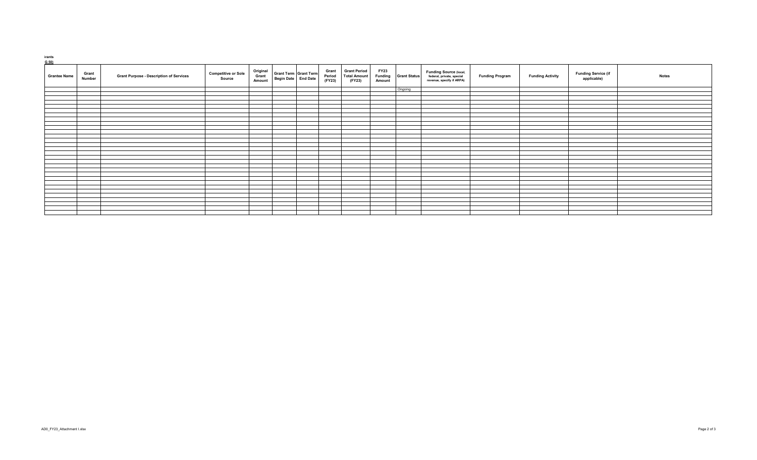**irants**

**G 50)**

| Grantee Name | Grant Number | Grant Purpose - Description of Services | Competitive or Sole Source | Original Grant Amount | Grant Term Begin Date | Grant Term End Date | Grant Period (FY23) | Grant Period Total Amount (FY23) | FY23 Funding Amount | Grant Status | Funding Source (local, federal, private, special revenue, specify if ARPA) | Funding Program | Funding Activity | Funding Service (if applicable) | Notes |
|---|---|---|---|---|---|---|---|---|---|---|---|---|---|---|---|
| | | | | | | | | | | Ongoing | | | | | |
| | | | | | | | | | | | | | | | |
| | | | | | | | | | | | | | | | |
| | | | | | | | | | | | | | | | |
| | | | | | | | | | | | | | | | |
| | | | | | | | | | | | | | | | |
| | | | | | | | | | | | | | | | |
| | | | | | | | | | | | | | | | |
| | | | | | | | | | | | | | | | |
| | | | | | | | | | | | | | | | |
| | | | | | | | | | | | | | | | |
| | | | | | | | | | | | | | | | |
| | | | | | | | | | | | | | | | |
| | | | | | | | | | | | | | | | |
| | | | | | | | | | | | | | | | |
| | | | | | | | | | | | | | | | |
| | | | | | | | | | | | | | | | |
| | | | | | | | | | | | | | | | |
| | | | | | | | | | | | | | | | |
| | | | | | | | | | | | | | | | |
| | | | | | | | | | | | | | | | |
| | | | | | | | | | | | | | | | |
| | | | | | | | | | | | | | | | |
| | | | | | | | | | | | | | | | |
| | | | | | | | | | | | | | | | |
| | | | | | | | | | | | | | | | |
| | | | | | | | | | | | | | | | |
| | | | | | | | | | | | | | | | |
| | | | | | | | | | | | | | | | |
| | | | | | | | | | | | | | | | |
| | | | | | | | | | | | | | | | |

AD0_FY23_Attachment I.xlsx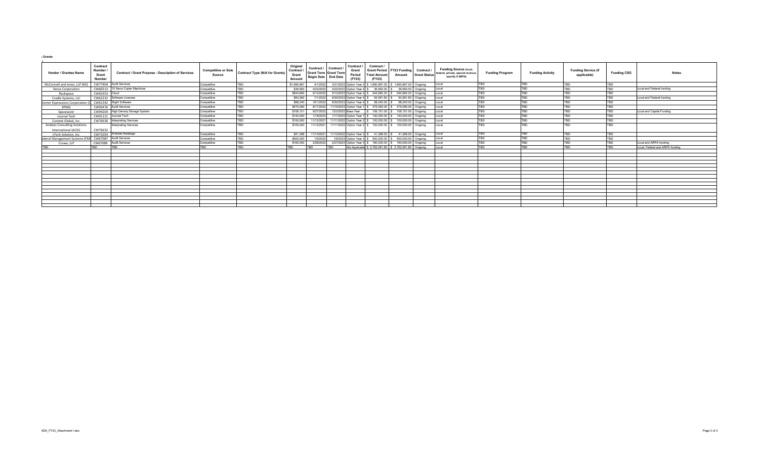**. Grants**

| Vendor / Grantee Name | Contract Number / Grant Number | Contract / Grant Purpose - Description of Services | Competitive or Sole Source | Contract Type (N/A for Grants) | Original Contract / Grant Amount | Contract / Grant Term Begin Date | Contract / Grant Term End Date | Contract / Grant Period (FY23) | Contract / Grant Period Total Amount (FY23) | FY23 Funding Amount | Contract / Grant Status | Funding Source (local, federal, private, special revenue, specify if ARPA) | Funding Program | Funding Activity | Funding Service (if applicable) | Funding CSG | Notes |
|---|---|---|---|---|---|---|---|---|---|---|---|---|---|---|---|---|---|
| McConnell and Jones, LLP (MJ) | CW77404 | Audit Services | Competitive | TBD | $1,690,967 | 4/1/2022 | 3/31/2023 | Option Year 2 | $ 1,690,967.00 | $ 1,690,967.00 | Ongoing | Local | TBD | TBD | TBD | TBD | |
| Xerox Corporation | CW60513 | 10 Xerox Copier Machines | Competitive | TBD | $36,950 | 4/23/2022 | 4/22/2023 | Option Year 4 | $ 36,950.00 | $ 36,950.00 | Ongoing | Local | TBD | TBD | TBD | TBD | Local and Federal funding |
| Rackspace | CW63353 | Cloud | Competitive | TBD | $544,682 | 5/14/2022 | 5/13/2023 | Option Year 4 | $ 544,682.20 | $ 544,682.20 | Ongoing | Local | TBD | TBD | TBD | TBD | |
| Cradle Systems, LLC | CW62232 | Software Licenses | Competitive | TBD | $93,582 | 7/1/2022 | 6/30/2023 | Option Year 4 | $ 93,581.60 | $ 93,581.60 | Ongoing | Local | TBD | TBD | TBD | TBD | Local and Federal funding |
| tomer Expressions Corporation (C | CW61342 | Eight Software | Competitive | TBD | $98,240 | 10/1/2022 | 9/30/2023 | Option Year 4 | $ 98,240.00 | $ 98,240.00 | Ongoing | Local | TBD | TBD | TBD | TBD | |
| KPMG | CW93476 | Audit Services | Competitive | TBD | $475,090 | 8/17/2022 | 11/15/2023 | Option Year 1 | $ 475,090.00 | $ 475,090.00 | Ongoing | Local | TBD | TBD | TBD | TBD | |
| Spacesaver | CW94204 | High Density Storage System | Competitive | TBD | $106,151 | 9/27/2022 | 12/3/2022 | Base Year | $ 106,151.00 | $ 106,151.00 | Ongoing | Local | TBD | TBD | TBD | TBD | Local and Capital Funding |
| Journal Tech | CW91121 | Journal Tech | Competitive | TBD | $140,000 | 1/18/2023 | 1/17/2024 | Option Year 1 | $ 140,000.00 | $ 140,000.00 | Ongoing | Local | TBD | TBD | TBD | TBD | |
| Context Global, Inc. | CW76630 | Interpreting Services | Competitive | TBD | $100,000 | 11/12/2021 | 11/11/2022 | Option Year 2 | $ 100,000.00 | $ 100,000.00 | Ongoing | Local | TBD | TBD | TBD | TBD | |
| Andean Consulting Solutions International (ACSI) | CW76632 | Interpreting Services | Competitive | TBD | $100,000 | 11/12/2021 | 11/11/2022 | Option Year 2 | $ 100,000.00 | $ 100,000.00 | Ongoing | Local | TBD | TBD | TBD | TBD | |
| vTech Solution, Inc. | CW71054 | Website Redesign | Competitive | TBD | $41,388 | 11/14/2021 | 11/13/2022 | Option Year 3 | $ 41,388.00 | $ 41,388.00 | Ongoing | Local | TBD | TBD | TBD | TBD | |
| ederal Management Systems (FMS | CW67087 | Audit Services | Competitive | TBD | $500,000 | 1/9/2022 | 1/8/2023 | Option Year 3 | $ 500,000.00 | $ 500,000.00 | Ongoing | Local | TBD | TBD | TBD | TBD | |
| Crowe, LLP | CW67089 | Audit Services | Competitive | TBD | $160,000 | 2/28/2022 | 2/27/2023 | Option Year 3 | $ 160,000.00 | $ 160,000.00 | Ongoing | Local | TBD | TBD | TBD | TBD | Local and ARPA funding |
| TBD | TBD | TBD | TBD | TBD | TBD | TBD | TBD | Not Applicable | $ 2,762,061.80 | $ 2,762,061.80 | Ongoing | Local | TBD | TBD | TBD | TBD | Local, Federal and ARPA funding |

AD0_FY23_Attachment I.xlsx